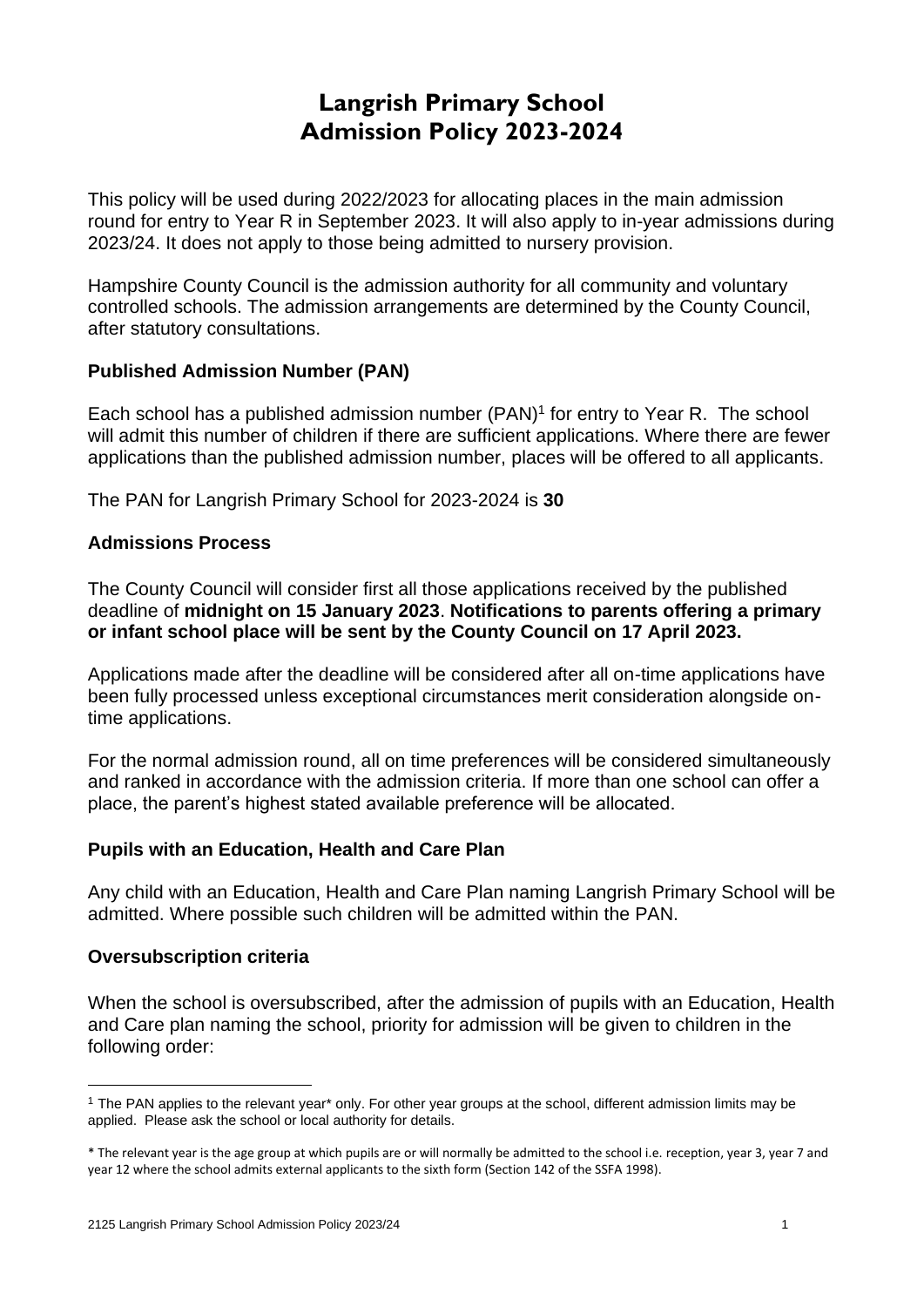# Langrish Primary School
# Admission Policy 2023-2024

This policy will be used during 2022/2023 for allocating places in the main admission round for entry to Year R in September 2023. It will also apply to in-year admissions during 2023/24. It does not apply to those being admitted to nursery provision.

Hampshire County Council is the admission authority for all community and voluntary controlled schools. The admission arrangements are determined by the County Council, after statutory consultations.

### Published Admission Number (PAN)

Each school has a published admission number (PAN)[1] for entry to Year R. The school will admit this number of children if there are sufficient applications. Where there are fewer applications than the published admission number, places will be offered to all applicants.

The PAN for Langrish Primary School for 2023-2024 is **30**

### Admissions Process

The County Council will consider first all those applications received by the published deadline of **midnight on 15 January 2023**. **Notifications to parents offering a primary or infant school place will be sent by the County Council on 17 April 2023.**

Applications made after the deadline will be considered after all on-time applications have been fully processed unless exceptional circumstances merit consideration alongside on-time applications.

For the normal admission round, all on time preferences will be considered simultaneously and ranked in accordance with the admission criteria. If more than one school can offer a place, the parent's highest stated available preference will be allocated.

### Pupils with an Education, Health and Care Plan

Any child with an Education, Health and Care Plan naming Langrish Primary School will be admitted. Where possible such children will be admitted within the PAN.

### Oversubscription criteria

When the school is oversubscribed, after the admission of pupils with an Education, Health and Care plan naming the school, priority for admission will be given to children in the following order:

---

[1] The PAN applies to the relevant year* only. For other year groups at the school, different admission limits may be applied. Please ask the school or local authority for details.

* The relevant year is the age group at which pupils are or will normally be admitted to the school i.e. reception, year 3, year 7 and year 12 where the school admits external applicants to the sixth form (Section 142 of the SSFA 1998).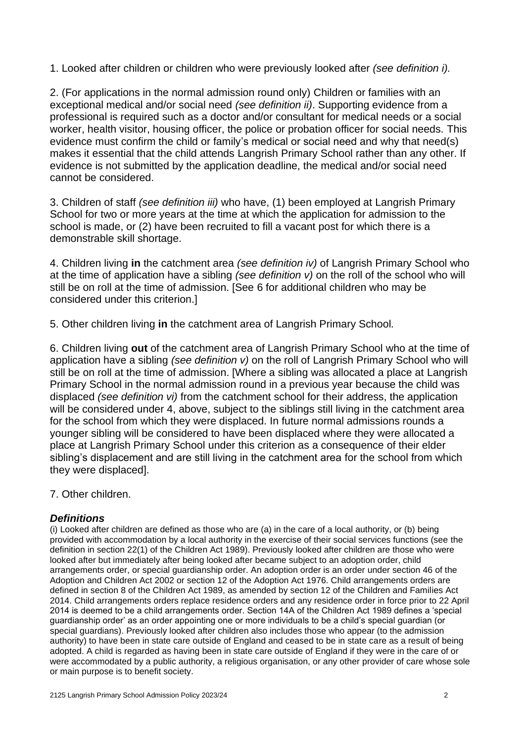1. Looked after children or children who were previously looked after *(see definition i).*

2. (For applications in the normal admission round only) Children or families with an exceptional medical and/or social need *(see definition ii)*. Supporting evidence from a professional is required such as a doctor and/or consultant for medical needs or a social worker, health visitor, housing officer, the police or probation officer for social needs. This evidence must confirm the child or family's medical or social need and why that need(s) makes it essential that the child attends Langrish Primary School rather than any other. If evidence is not submitted by the application deadline, the medical and/or social need cannot be considered.

3. Children of staff *(see definition iii)* who have, (1) been employed at Langrish Primary School for two or more years at the time at which the application for admission to the school is made, or (2) have been recruited to fill a vacant post for which there is a demonstrable skill shortage.

4. Children living **in** the catchment area *(see definition iv)* of Langrish Primary School who at the time of application have a sibling *(see definition v)* on the roll of the school who will still be on roll at the time of admission. [See 6 for additional children who may be considered under this criterion.]

5. Other children living **in** the catchment area of Langrish Primary School.

6. Children living **out** of the catchment area of Langrish Primary School who at the time of application have a sibling *(see definition v)* on the roll of Langrish Primary School who will still be on roll at the time of admission. [Where a sibling was allocated a place at Langrish Primary School in the normal admission round in a previous year because the child was displaced *(see definition vi)* from the catchment school for their address, the application will be considered under 4, above, subject to the siblings still living in the catchment area for the school from which they were displaced. In future normal admissions rounds a younger sibling will be considered to have been displaced where they were allocated a place at Langrish Primary School under this criterion as a consequence of their elder sibling's displacement and are still living in the catchment area for the school from which they were displaced].

7. Other children.

### *Definitions*

(i) Looked after children are defined as those who are (a) in the care of a local authority, or (b) being provided with accommodation by a local authority in the exercise of their social services functions (see the definition in section 22(1) of the Children Act 1989). Previously looked after children are those who were looked after but immediately after being looked after became subject to an adoption order, child arrangements order, or special guardianship order. An adoption order is an order under section 46 of the Adoption and Children Act 2002 or section 12 of the Adoption Act 1976. Child arrangements orders are defined in section 8 of the Children Act 1989, as amended by section 12 of the Children and Families Act 2014. Child arrangements orders replace residence orders and any residence order in force prior to 22 April 2014 is deemed to be a child arrangements order. Section 14A of the Children Act 1989 defines a 'special guardianship order' as an order appointing one or more individuals to be a child's special guardian (or special guardians). Previously looked after children also includes those who appear (to the admission authority) to have been in state care outside of England and ceased to be in state care as a result of being adopted. A child is regarded as having been in state care outside of England if they were in the care of or were accommodated by a public authority, a religious organisation, or any other provider of care whose sole or main purpose is to benefit society.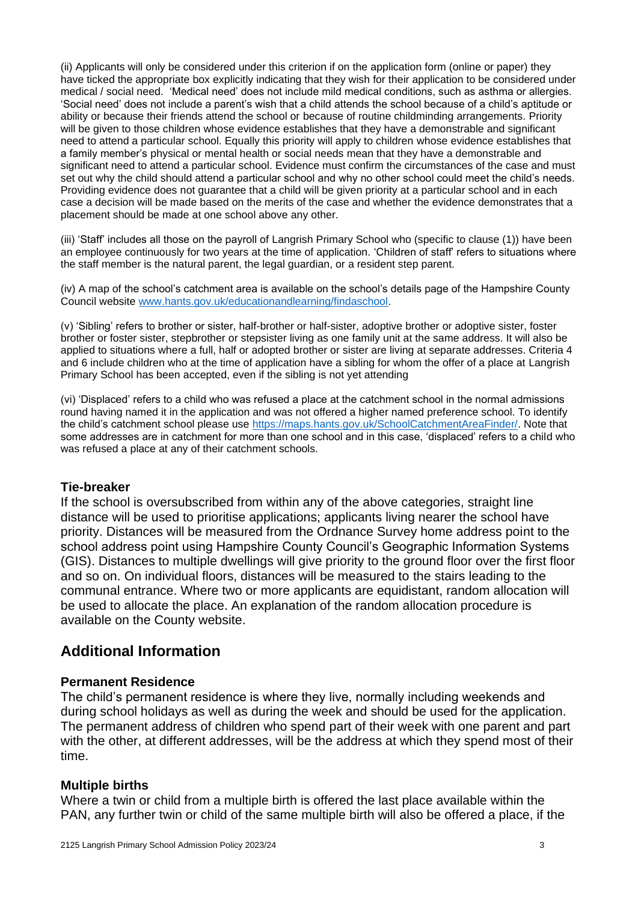(ii) Applicants will only be considered under this criterion if on the application form (online or paper) they have ticked the appropriate box explicitly indicating that they wish for their application to be considered under medical / social need. 'Medical need' does not include mild medical conditions, such as asthma or allergies. 'Social need' does not include a parent's wish that a child attends the school because of a child's aptitude or ability or because their friends attend the school or because of routine childminding arrangements. Priority will be given to those children whose evidence establishes that they have a demonstrable and significant need to attend a particular school. Equally this priority will apply to children whose evidence establishes that a family member's physical or mental health or social needs mean that they have a demonstrable and significant need to attend a particular school. Evidence must confirm the circumstances of the case and must set out why the child should attend a particular school and why no other school could meet the child's needs. Providing evidence does not guarantee that a child will be given priority at a particular school and in each case a decision will be made based on the merits of the case and whether the evidence demonstrates that a placement should be made at one school above any other.

(iii) 'Staff' includes all those on the payroll of Langrish Primary School who (specific to clause (1)) have been an employee continuously for two years at the time of application. 'Children of staff' refers to situations where the staff member is the natural parent, the legal guardian, or a resident step parent.

(iv) A map of the school's catchment area is available on the school's details page of the Hampshire County Council website [www.hants.gov.uk/educationandlearning/findaschool](www.hants.gov.uk/educationandlearning/findaschool).

(v) 'Sibling' refers to brother or sister, half-brother or half-sister, adoptive brother or adoptive sister, foster brother or foster sister, stepbrother or stepsister living as one family unit at the same address. It will also be applied to situations where a full, half or adopted brother or sister are living at separate addresses. Criteria 4 and 6 include children who at the time of application have a sibling for whom the offer of a place at Langrish Primary School has been accepted, even if the sibling is not yet attending

(vi) 'Displaced' refers to a child who was refused a place at the catchment school in the normal admissions round having named it in the application and was not offered a higher named preference school. To identify the child's catchment school please use [https://maps.hants.gov.uk/SchoolCatchmentAreaFinder/](https://maps.hants.gov.uk/SchoolCatchmentAreaFinder/). Note that some addresses are in catchment for more than one school and in this case, 'displaced' refers to a child who was refused a place at any of their catchment schools.

### Tie-breaker

If the school is oversubscribed from within any of the above categories, straight line distance will be used to prioritise applications; applicants living nearer the school have priority. Distances will be measured from the Ordnance Survey home address point to the school address point using Hampshire County Council's Geographic Information Systems (GIS). Distances to multiple dwellings will give priority to the ground floor over the first floor and so on. On individual floors, distances will be measured to the stairs leading to the communal entrance. Where two or more applicants are equidistant, random allocation will be used to allocate the place. An explanation of the random allocation procedure is available on the County website.

## Additional Information

### Permanent Residence

The child's permanent residence is where they live, normally including weekends and during school holidays as well as during the week and should be used for the application. The permanent address of children who spend part of their week with one parent and part with the other, at different addresses, will be the address at which they spend most of their time.

### Multiple births

Where a twin or child from a multiple birth is offered the last place available within the PAN, any further twin or child of the same multiple birth will also be offered a place, if the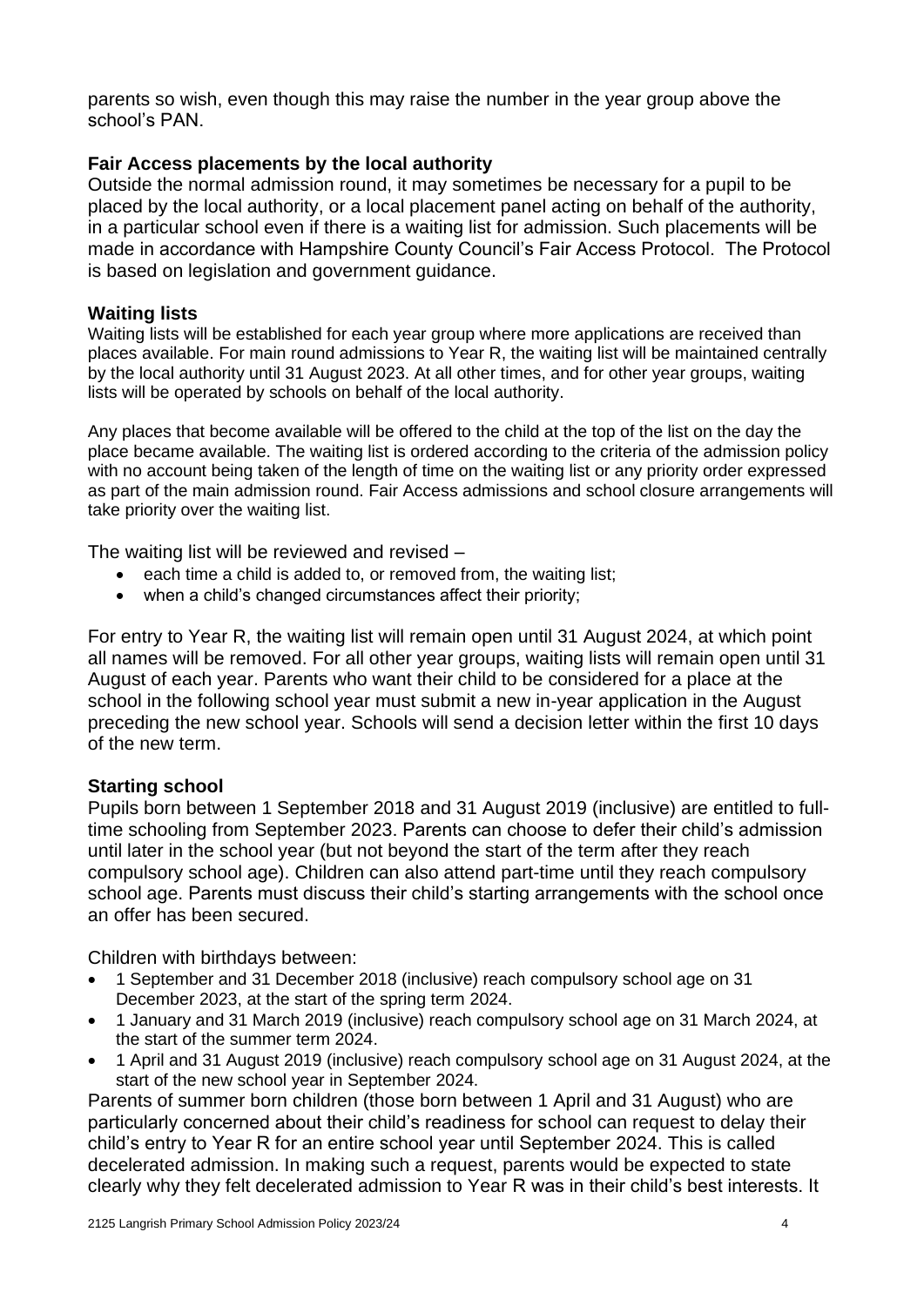parents so wish, even though this may raise the number in the year group above the school's PAN.

**Fair Access placements by the local authority**
Outside the normal admission round, it may sometimes be necessary for a pupil to be placed by the local authority, or a local placement panel acting on behalf of the authority, in a particular school even if there is a waiting list for admission. Such placements will be made in accordance with Hampshire County Council's Fair Access Protocol. The Protocol is based on legislation and government guidance.

**Waiting lists**
Waiting lists will be established for each year group where more applications are received than places available. For main round admissions to Year R, the waiting list will be maintained centrally by the local authority until 31 August 2023. At all other times, and for other year groups, waiting lists will be operated by schools on behalf of the local authority.

Any places that become available will be offered to the child at the top of the list on the day the place became available. The waiting list is ordered according to the criteria of the admission policy with no account being taken of the length of time on the waiting list or any priority order expressed as part of the main admission round. Fair Access admissions and school closure arrangements will take priority over the waiting list.

The waiting list will be reviewed and revised –

- each time a child is added to, or removed from, the waiting list;
- when a child's changed circumstances affect their priority;

For entry to Year R, the waiting list will remain open until 31 August 2024, at which point all names will be removed. For all other year groups, waiting lists will remain open until 31 August of each year. Parents who want their child to be considered for a place at the school in the following school year must submit a new in-year application in the August preceding the new school year. Schools will send a decision letter within the first 10 days of the new term.

**Starting school**
Pupils born between 1 September 2018 and 31 August 2019 (inclusive) are entitled to full-time schooling from September 2023. Parents can choose to defer their child's admission until later in the school year (but not beyond the start of the term after they reach compulsory school age). Children can also attend part-time until they reach compulsory school age. Parents must discuss their child's starting arrangements with the school once an offer has been secured.

Children with birthdays between:

- 1 September and 31 December 2018 (inclusive) reach compulsory school age on 31 December 2023, at the start of the spring term 2024.
- 1 January and 31 March 2019 (inclusive) reach compulsory school age on 31 March 2024, at the start of the summer term 2024.
- 1 April and 31 August 2019 (inclusive) reach compulsory school age on 31 August 2024, at the start of the new school year in September 2024.

Parents of summer born children (those born between 1 April and 31 August) who are particularly concerned about their child's readiness for school can request to delay their child's entry to Year R for an entire school year until September 2024. This is called decelerated admission. In making such a request, parents would be expected to state clearly why they felt decelerated admission to Year R was in their child's best interests. It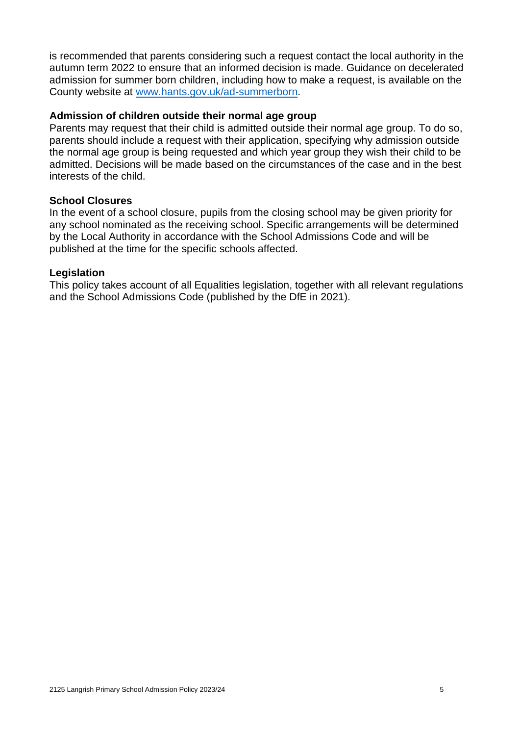is recommended that parents considering such a request contact the local authority in the autumn term 2022 to ensure that an informed decision is made. Guidance on decelerated admission for summer born children, including how to make a request, is available on the County website at [www.hants.gov.uk/ad-summerborn](http://www.hants.gov.uk/ad-summerborn).

**Admission of children outside their normal age group**

Parents may request that their child is admitted outside their normal age group. To do so, parents should include a request with their application, specifying why admission outside the normal age group is being requested and which year group they wish their child to be admitted. Decisions will be made based on the circumstances of the case and in the best interests of the child.

**School Closures**

In the event of a school closure, pupils from the closing school may be given priority for any school nominated as the receiving school. Specific arrangements will be determined by the Local Authority in accordance with the School Admissions Code and will be published at the time for the specific schools affected.

**Legislation**

This policy takes account of all Equalities legislation, together with all relevant regulations and the School Admissions Code (published by the DfE in 2021).